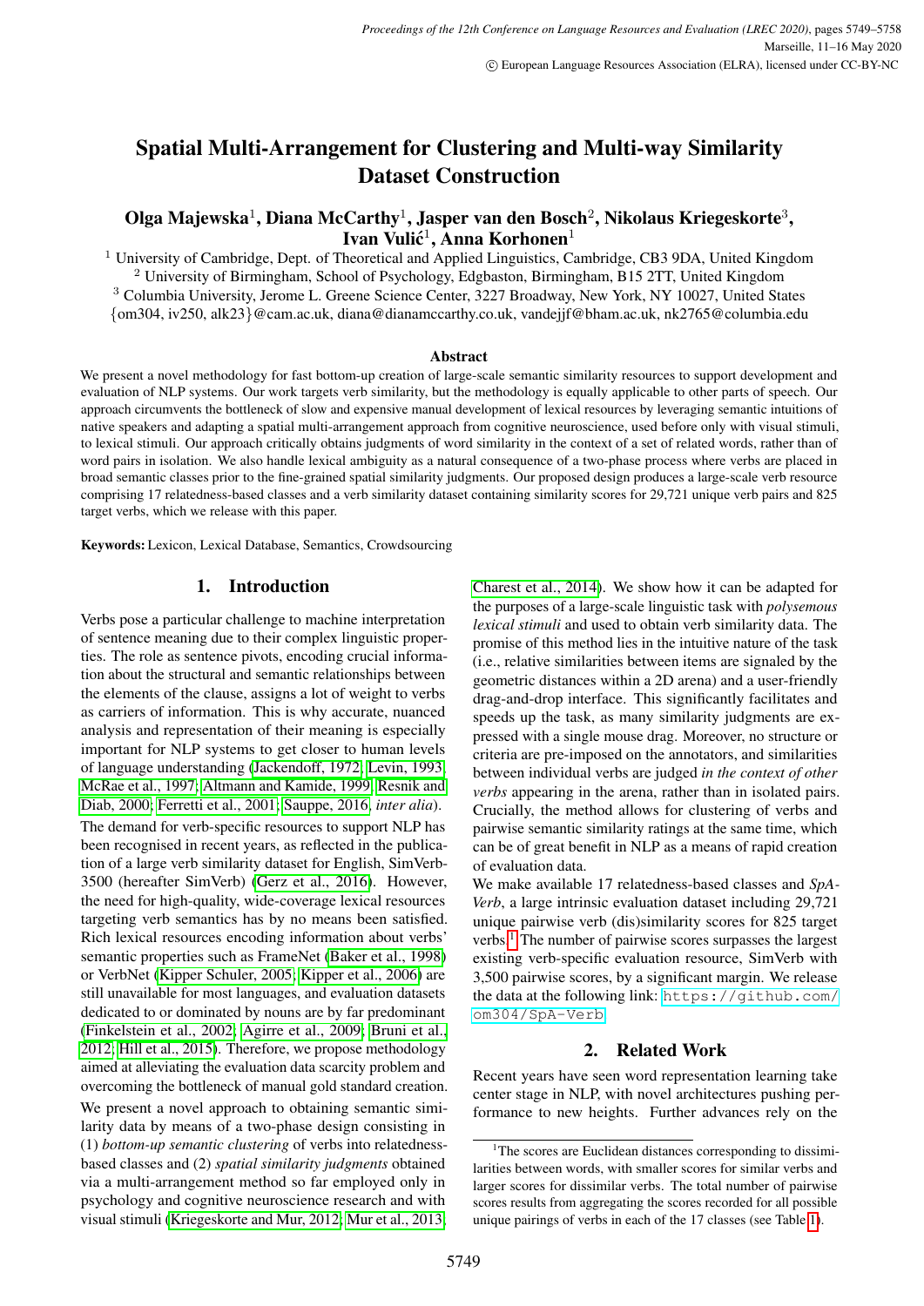# Spatial Multi-Arrangement for Clustering and Multi-way Similarity Dataset Construction

**Olga Majewska[1], Diana McCarthy[1], Jasper van den Bosch[2], Nikolaus Kriegeskorte[3], Ivan Vulić[1], Anna Korhonen[1]**

[1] University of Cambridge, Dept. of Theoretical and Applied Linguistics, Cambridge, CB3 9DA, United Kingdom
[2] University of Birmingham, School of Psychology, Edgbaston, Birmingham, B15 2TT, United Kingdom
[3] Columbia University, Jerome L. Greene Science Center, 3227 Broadway, New York, NY 10027, United States
{om304, iv250, alk23}@cam.ac.uk, diana@dianamccarthy.co.uk, vandejjf@bham.ac.uk, nk2765@columbia.edu

### Abstract

We present a novel methodology for fast bottom-up creation of large-scale semantic similarity resources to support development and evaluation of NLP systems. Our work targets verb similarity, but the methodology is equally applicable to other parts of speech. Our approach circumvents the bottleneck of slow and expensive manual development of lexical resources by leveraging semantic intuitions of native speakers and adapting a spatial multi-arrangement approach from cognitive neuroscience, used before only with visual stimuli, to lexical stimuli. Our approach critically obtains judgments of word similarity in the context of a set of related words, rather than of word pairs in isolation. We also handle lexical ambiguity as a natural consequence of a two-phase process where verbs are placed in broad semantic classes prior to the fine-grained spatial similarity judgments. Our proposed design produces a large-scale verb resource comprising 17 relatedness-based classes and a verb similarity dataset containing similarity scores for 29,721 unique verb pairs and 825 target verbs, which we release with this paper.

**Keywords:** Lexicon, Lexical Database, Semantics, Crowdsourcing

## 1. Introduction

Verbs pose a particular challenge to machine interpretation of sentence meaning due to their complex linguistic properties. The role as sentence pivots, encoding crucial information about the structural and semantic relationships between the elements of the clause, assigns a lot of weight to verbs as carriers of information. This is why accurate, nuanced analysis and representation of their meaning is especially important for NLP systems to get closer to human levels of language understanding (Jackendoff, 1972; Levin, 1993; McRae et al., 1997; Altmann and Kamide, 1999; Resnik and Diab, 2000; Ferretti et al., 2001; Sauppe, 2016, *inter alia*).

The demand for verb-specific resources to support NLP has been recognised in recent years, as reflected in the publication of a large verb similarity dataset for English, SimVerb-3500 (hereafter SimVerb) (Gerz et al., 2016). However, the need for high-quality, wide-coverage lexical resources targeting verb semantics has by no means been satisfied. Rich lexical resources encoding information about verbs' semantic properties such as FrameNet (Baker et al., 1998) or VerbNet (Kipper Schuler, 2005; Kipper et al., 2006) are still unavailable for most languages, and evaluation datasets dedicated to or dominated by nouns are by far predominant (Finkelstein et al., 2002; Agirre et al., 2009; Bruni et al., 2012; Hill et al., 2015). Therefore, we propose methodology aimed at alleviating the evaluation data scarcity problem and overcoming the bottleneck of manual gold standard creation.

We present a novel approach to obtaining semantic similarity data by means of a two-phase design consisting in (1) *bottom-up semantic clustering* of verbs into relatedness-based classes and (2) *spatial similarity judgments* obtained via a multi-arrangement method so far employed only in psychology and cognitive neuroscience research and with visual stimuli (Kriegeskorte and Mur, 2012; Mur et al., 2013; Charest et al., 2014). We show how it can be adapted for the purposes of a large-scale linguistic task with *polysemous lexical stimuli* and used to obtain verb similarity data. The promise of this method lies in the intuitive nature of the task (i.e., relative similarities between items are signaled by the geometric distances within a 2D arena) and a user-friendly drag-and-drop interface. This significantly facilitates and speeds up the task, as many similarity judgments are expressed with a single mouse drag. Moreover, no structure or criteria are pre-imposed on the annotators, and similarities between individual verbs are judged *in the context of other verbs* appearing in the arena, rather than in isolated pairs. Crucially, the method allows for clustering of verbs and pairwise semantic similarity ratings at the same time, which can be of great benefit in NLP as a means of rapid creation of evaluation data.

We make available 17 relatedness-based classes and *SpA-Verb*, a large intrinsic evaluation dataset including 29,721 unique pairwise verb (dis)similarity scores for 825 target verbs.[1] The number of pairwise scores surpasses the largest existing verb-specific evaluation resource, SimVerb with 3,500 pairwise scores, by a significant margin. We release the data at the following link: https://github.com/om304/SpA-Verb.

## 2. Related Work

Recent years have seen word representation learning take center stage in NLP, with novel architectures pushing performance to new heights. Further advances rely on the

[1] The scores are Euclidean distances corresponding to dissimilarities between words, with smaller scores for similar verbs and larger scores for dissimilar verbs. The total number of pairwise scores results from aggregating the scores recorded for all possible unique pairings of verbs in each of the 17 classes (see Table 1).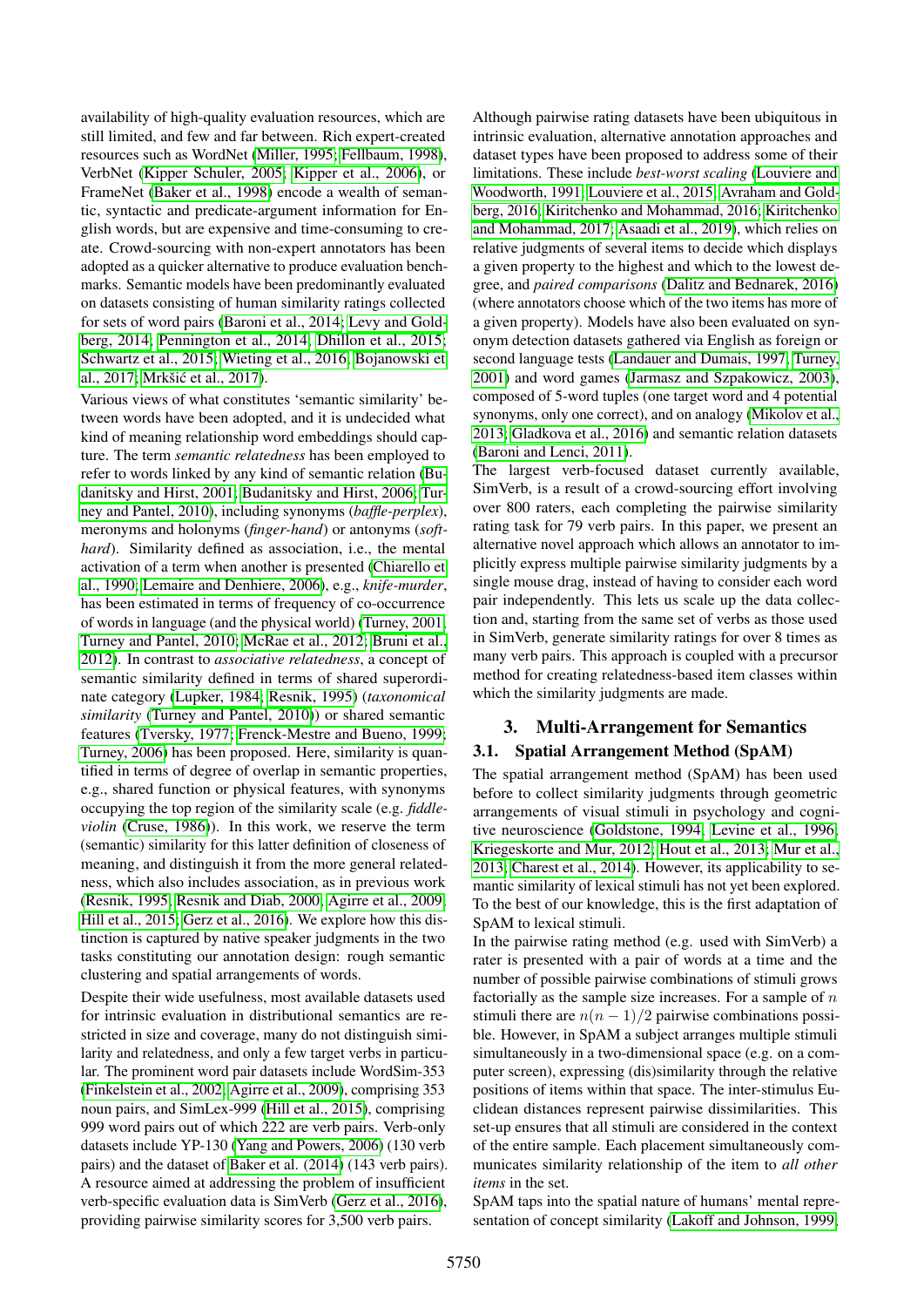availability of high-quality evaluation resources, which are still limited, and few and far between. Rich expert-created resources such as WordNet (Miller, 1995; Fellbaum, 1998), VerbNet (Kipper Schuler, 2005; Kipper et al., 2006), or FrameNet (Baker et al., 1998) encode a wealth of semantic, syntactic and predicate-argument information for English words, but are expensive and time-consuming to create. Crowd-sourcing with non-expert annotators has been adopted as a quicker alternative to produce evaluation benchmarks. Semantic models have been predominantly evaluated on datasets consisting of human similarity ratings collected for sets of word pairs (Baroni et al., 2014; Levy and Goldberg, 2014; Pennington et al., 2014; Dhillon et al., 2015; Schwartz et al., 2015; Wieting et al., 2016; Bojanowski et al., 2017; Mrkšić et al., 2017).

Various views of what constitutes 'semantic similarity' between words have been adopted, and it is undecided what kind of meaning relationship word embeddings should capture. The term *semantic relatedness* has been employed to refer to words linked by any kind of semantic relation (Budanitsky and Hirst, 2001; Budanitsky and Hirst, 2006; Turney and Pantel, 2010), including synonyms (*baffle-perplex*), meronyms and holonyms (*finger-hand*) or antonyms (*soft-hard*). Similarity defined as association, i.e., the mental activation of a term when another is presented (Chiarello et al., 1990; Lemaire and Denhiere, 2006), e.g., *knife-murder*, has been estimated in terms of frequency of co-occurrence of words in language (and the physical world) (Turney, 2001; Turney and Pantel, 2010; McRae et al., 2012; Bruni et al., 2012). In contrast to *associative relatedness*, a concept of semantic similarity defined in terms of shared superordinate category (Lupker, 1984; Resnik, 1995) (*taxonomical similarity* (Turney and Pantel, 2010)) or shared semantic features (Tversky, 1977; Frenck-Mestre and Bueno, 1999; Turney, 2006) has been proposed. Here, similarity is quantified in terms of degree of overlap in semantic properties, e.g., shared function or physical features, with synonyms occupying the top region of the similarity scale (e.g. *fiddle-violin* (Cruse, 1986)). In this work, we reserve the term (semantic) similarity for this latter definition of closeness of meaning, and distinguish it from the more general relatedness, which also includes association, as in previous work (Resnik, 1995; Resnik and Diab, 2000; Agirre et al., 2009; Hill et al., 2015; Gerz et al., 2016). We explore how this distinction is captured by native speaker judgments in the two tasks constituting our annotation design: rough semantic clustering and spatial arrangements of words.

Despite their wide usefulness, most available datasets used for intrinsic evaluation in distributional semantics are restricted in size and coverage, many do not distinguish similarity and relatedness, and only a few target verbs in particular. The prominent word pair datasets include WordSim-353 (Finkelstein et al., 2002; Agirre et al., 2009), comprising 353 noun pairs, and SimLex-999 (Hill et al., 2015), comprising 999 word pairs out of which 222 are verb pairs. Verb-only datasets include YP-130 (Yang and Powers, 2006) (130 verb pairs) and the dataset of Baker et al. (2014) (143 verb pairs). A resource aimed at addressing the problem of insufficient verb-specific evaluation data is SimVerb (Gerz et al., 2016), providing pairwise similarity scores for 3,500 verb pairs.

Although pairwise rating datasets have been ubiquitous in intrinsic evaluation, alternative annotation approaches and dataset types have been proposed to address some of their limitations. These include *best-worst scaling* (Louviere and Woodworth, 1991; Louviere et al., 2015; Avraham and Goldberg, 2016; Kiritchenko and Mohammad, 2016; Kiritchenko and Mohammad, 2017; Asaadi et al., 2019), which relies on relative judgments of several items to decide which displays a given property to the highest and which to the lowest degree, and *paired comparisons* (Dalitz and Bednarek, 2016) (where annotators choose which of the two items has more of a given property). Models have also been evaluated on synonym detection datasets gathered via English as foreign or second language tests (Landauer and Dumais, 1997; Turney, 2001) and word games (Jarmasz and Szpakowicz, 2003), composed of 5-word tuples (one target word and 4 potential synonyms, only one correct), and on analogy (Mikolov et al., 2013; Gladkova et al., 2016) and semantic relation datasets (Baroni and Lenci, 2011).

The largest verb-focused dataset currently available, SimVerb, is a result of a crowd-sourcing effort involving over 800 raters, each completing the pairwise similarity rating task for 79 verb pairs. In this paper, we present an alternative novel approach which allows an annotator to implicitly express multiple pairwise similarity judgments by a single mouse drag, instead of having to consider each word pair independently. This lets us scale up the data collection and, starting from the same set of verbs as those used in SimVerb, generate similarity ratings for over 8 times as many verb pairs. This approach is coupled with a precursor method for creating relatedness-based item classes within which the similarity judgments are made.

## 3. Multi-Arrangement for Semantics

### 3.1. Spatial Arrangement Method (SpAM)

The spatial arrangement method (SpAM) has been used before to collect similarity judgments through geometric arrangements of visual stimuli in psychology and cognitive neuroscience (Goldstone, 1994; Levine et al., 1996; Kriegeskorte and Mur, 2012; Hout et al., 2013; Mur et al., 2013; Charest et al., 2014). However, its applicability to semantic similarity of lexical stimuli has not yet been explored. To the best of our knowledge, this is the first adaptation of SpAM to lexical stimuli.

In the pairwise rating method (e.g. used with SimVerb) a rater is presented with a pair of words at a time and the number of possible pairwise combinations of stimuli grows factorially as the sample size increases. For a sample of $n$ stimuli there are $n(n-1)/2$ pairwise combinations possible. However, in SpAM a subject arranges multiple stimuli simultaneously in a two-dimensional space (e.g. on a computer screen), expressing (dis)similarity through the relative positions of items within that space. The inter-stimulus Euclidean distances represent pairwise dissimilarities. This set-up ensures that all stimuli are considered in the context of the entire sample. Each placement simultaneously communicates similarity relationship of the item to *all other items* in the set.

SpAM taps into the spatial nature of humans' mental representation of concept similarity (Lakoff and Johnson, 1999;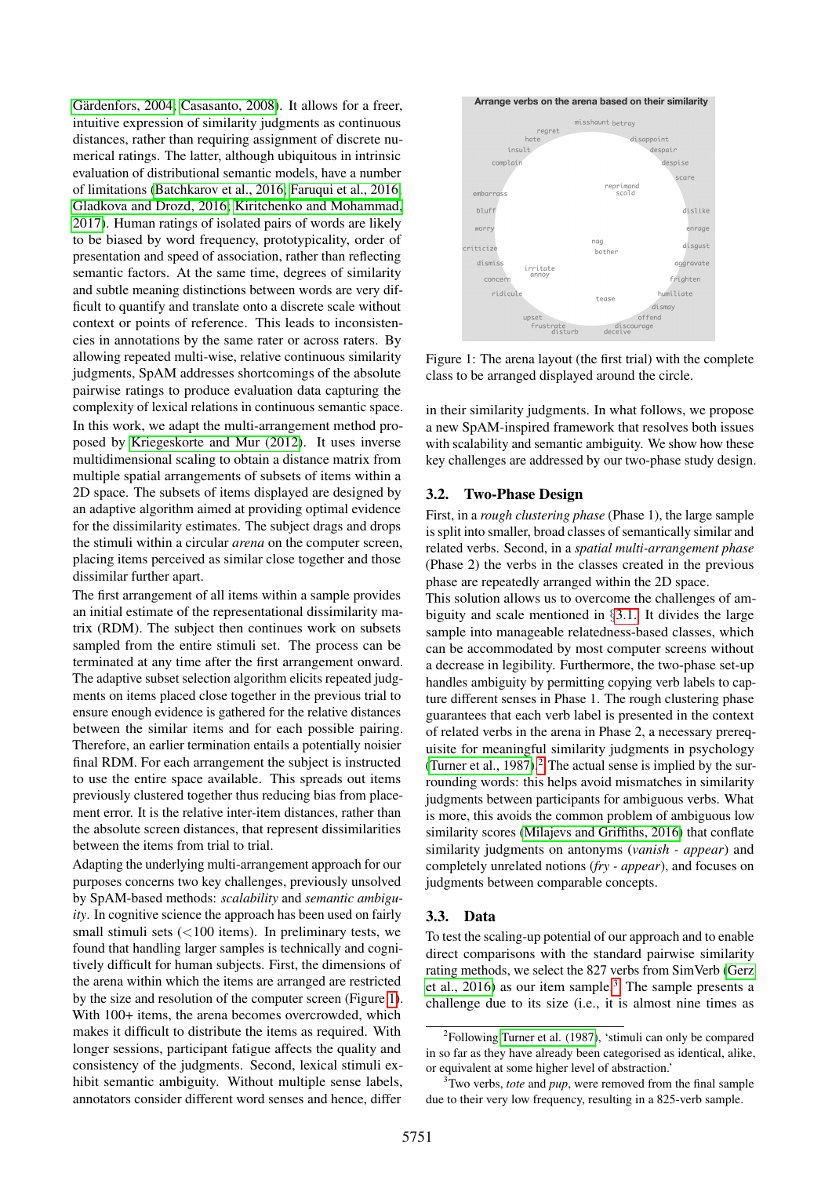Gärdenfors, 2004; Casasanto, 2008). It allows for a freer, intuitive expression of similarity judgments as continuous distances, rather than requiring assignment of discrete numerical ratings. The latter, although ubiquitous in intrinsic evaluation of distributional semantic models, have a number of limitations (Batchkarov et al., 2016; Faruqui et al., 2016; Gladkova and Drozd, 2016; Kiritchenko and Mohammad, 2017). Human ratings of isolated pairs of words are likely to be biased by word frequency, prototypicality, order of presentation and speed of association, rather than reflecting semantic factors. At the same time, degrees of similarity and subtle meaning distinctions between words are very difficult to quantify and translate onto a discrete scale without context or points of reference. This leads to inconsistencies in annotations by the same rater or across raters. By allowing repeated multi-wise, relative continuous similarity judgments, SpAM addresses shortcomings of the absolute pairwise ratings to produce evaluation data capturing the complexity of lexical relations in continuous semantic space.

In this work, we adapt the multi-arrangement method proposed by Kriegeskorte and Mur (2012). It uses inverse multidimensional scaling to obtain a distance matrix from multiple spatial arrangements of subsets of items within a 2D space. The subsets of items displayed are designed by an adaptive algorithm aimed at providing optimal evidence for the dissimilarity estimates. The subject drags and drops the stimuli within a circular *arena* on the computer screen, placing items perceived as similar close together and those dissimilar further apart.

The first arrangement of all items within a sample provides an initial estimate of the representational dissimilarity matrix (RDM). The subject then continues work on subsets sampled from the entire stimuli set. The process can be terminated at any time after the first arrangement onward. The adaptive subset selection algorithm elicits repeated judgments on items placed close together in the previous trial to ensure enough evidence is gathered for the relative distances between the similar items and for each possible pairing. Therefore, an earlier termination entails a potentially noisier final RDM. For each arrangement the subject is instructed to use the entire space available. This spreads out items previously clustered together thus reducing bias from placement error. It is the relative inter-item distances, rather than the absolute screen distances, that represent dissimilarities between the items from trial to trial.

Adapting the underlying multi-arrangement approach for our purposes concerns two key challenges, previously unsolved by SpAM-based methods: *scalability* and *semantic ambiguity*. In cognitive science the approach has been used on fairly small stimuli sets (<100 items). In preliminary tests, we found that handling larger samples is technically and cognitively difficult for human subjects. First, the dimensions of the arena within which the items are arranged are restricted by the size and resolution of the computer screen (Figure 1). With 100+ items, the arena becomes overcrowded, which makes it difficult to distribute the items as required. With longer sessions, participant fatigue affects the quality and consistency of the judgments. Second, lexical stimuli exhibit semantic ambiguity. Without multiple sense labels, annotators consider different word senses and hence, differ in their similarity judgments. In what follows, we propose a new SpAM-inspired framework that resolves both issues with scalability and semantic ambiguity. We show how these key challenges are addressed by our two-phase study design.

Figure 1: The arena layout (the first trial) with the complete class to be arranged displayed around the circle.

### 3.2. Two-Phase Design

First, in a *rough clustering phase* (Phase 1), the large sample is split into smaller, broad classes of semantically similar and related verbs. Second, in a *spatial multi-arrangement phase* (Phase 2) the verbs in the classes created in the previous phase are repeatedly arranged within the 2D space.

This solution allows us to overcome the challenges of ambiguity and scale mentioned in §3.1. It divides the large sample into manageable relatedness-based classes, which can be accommodated by most computer screens without a decrease in legibility. Furthermore, the two-phase set-up handles ambiguity by permitting copying verb labels to capture different senses in Phase 1. The rough clustering phase guarantees that each verb label is presented in the context of related verbs in the arena in Phase 2, a necessary prerequisite for meaningful similarity judgments in psychology (Turner et al., 1987).[2] The actual sense is implied by the surrounding words: this helps avoid mismatches in similarity judgments between participants for ambiguous verbs. What is more, this avoids the common problem of ambiguous low similarity scores (Milajevs and Griffiths, 2016) that conflate similarity judgments on antonyms (*vanish - appear*) and completely unrelated notions (*fry - appear*), and focuses on judgments between comparable concepts.

### 3.3. Data

To test the scaling-up potential of our approach and to enable direct comparisons with the standard pairwise similarity rating methods, we select the 827 verbs from SimVerb (Gerz et al., 2016) as our item sample.[3] The sample presents a challenge due to its size (i.e., it is almost nine times as

[2] Following Turner et al. (1987), 'stimuli can only be compared in so far as they have already been categorised as identical, alike, or equivalent at some higher level of abstraction.'

[3] Two verbs, *tote* and *pup*, were removed from the final sample due to their very low frequency, resulting in a 825-verb sample.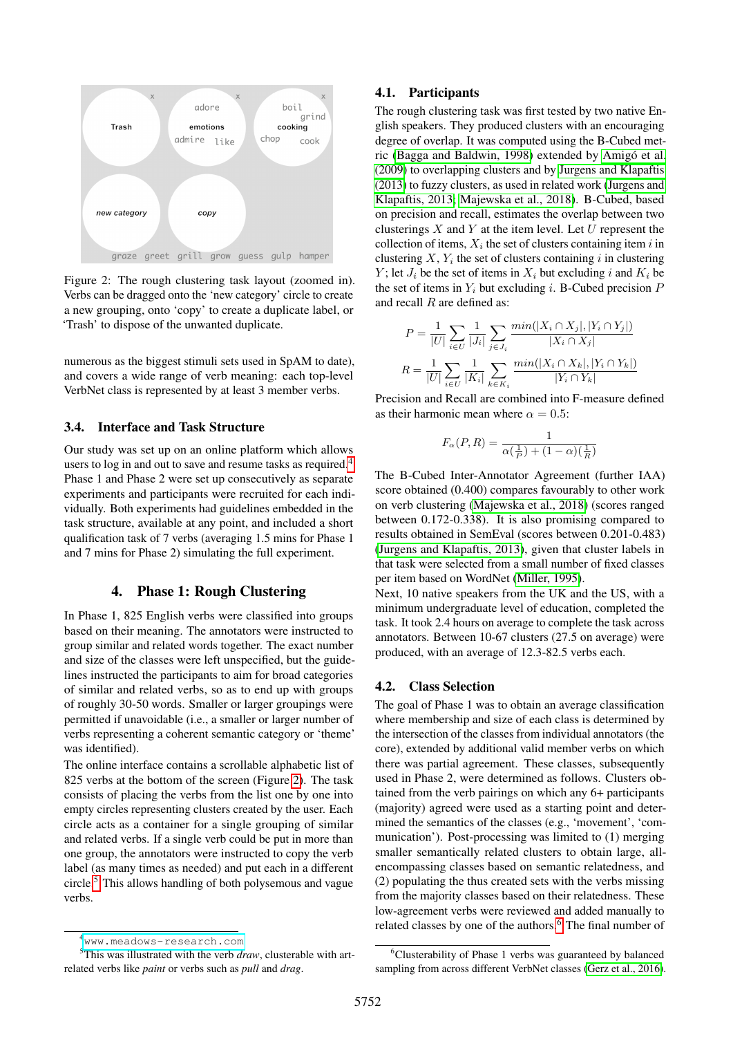Figure 2: The rough clustering task layout (zoomed in). Verbs can be dragged onto the 'new category' circle to create a new grouping, onto 'copy' to create a duplicate label, or 'Trash' to dispose of the unwanted duplicate.

numerous as the biggest stimuli sets used in SpAM to date), and covers a wide range of verb meaning: each top-level VerbNet class is represented by at least 3 member verbs.

### 3.4. Interface and Task Structure

Our study was set up on an online platform which allows users to log in and out to save and resume tasks as required.[4] Phase 1 and Phase 2 were set up consecutively as separate experiments and participants were recruited for each individually. Both experiments had guidelines embedded in the task structure, available at any point, and included a short qualification task of 7 verbs (averaging 1.5 mins for Phase 1 and 7 mins for Phase 2) simulating the full experiment.

## 4. Phase 1: Rough Clustering

In Phase 1, 825 English verbs were classified into groups based on their meaning. The annotators were instructed to group similar and related words together. The exact number and size of the classes were left unspecified, but the guidelines instructed the participants to aim for broad categories of similar and related verbs, so as to end up with groups of roughly 30-50 words. Smaller or larger groupings were permitted if unavoidable (i.e., a smaller or larger number of verbs representing a coherent semantic category or 'theme' was identified).

The online interface contains a scrollable alphabetic list of 825 verbs at the bottom of the screen (Figure 2). The task consists of placing the verbs from the list one by one into empty circles representing clusters created by the user. Each circle acts as a container for a single grouping of similar and related verbs. If a single verb could be put in more than one group, the annotators were instructed to copy the verb label (as many times as needed) and put each in a different circle.[5] This allows handling of both polysemous and vague verbs.

[4] www.meadows-research.com

[5] This was illustrated with the verb *draw*, clusterable with art-related verbs like *paint* or verbs such as *pull* and *drag*.

### 4.1. Participants

The rough clustering task was first tested by two native English speakers. They produced clusters with an encouraging degree of overlap. It was computed using the B-Cubed metric (Bagga and Baldwin, 1998) extended by Amigó et al. (2009) to overlapping clusters and by Jurgens and Klapaftis (2013) to fuzzy clusters, as used in related work (Jurgens and Klapaftis, 2013; Majewska et al., 2018). B-Cubed, based on precision and recall, estimates the overlap between two clusterings $X$ and $Y$ at the item level. Let $U$ represent the collection of items, $X_i$ the set of clusters containing item $i$ in clustering $X$, $Y_i$ the set of clusters containing $i$ in clustering $Y$; let $J_i$ be the set of items in $X_i$ but excluding $i$ and $K_i$ be the set of items in $Y_i$ but excluding $i$. B-Cubed precision $P$ and recall $R$ are defined as:

$$P = \frac{1}{|U|} \sum_{i \in U} \frac{1}{|J_i|} \sum_{j \in J_i} \frac{min(|X_i \cap X_j|, |Y_i \cap Y_j|)}{|X_i \cap X_j|}$$

$$R = \frac{1}{|U|} \sum_{i \in U} \frac{1}{|K_i|} \sum_{k \in K_i} \frac{min(|X_i \cap X_k|, |Y_i \cap Y_k|)}{|Y_i \cap Y_k|}$$

Precision and Recall are combined into F-measure defined as their harmonic mean where $\alpha = 0.5$:

$$F_\alpha(P, R) = \frac{1}{\alpha(\frac{1}{P}) + (1 - \alpha)(\frac{1}{R})}$$

The B-Cubed Inter-Annotator Agreement (further IAA) score obtained (0.400) compares favourably to other work on verb clustering (Majewska et al., 2018) (scores ranged between 0.172-0.338). It is also promising compared to results obtained in SemEval (scores between 0.201-0.483) (Jurgens and Klapaftis, 2013), given that cluster labels in that task were selected from a small number of fixed classes per item based on WordNet (Miller, 1995).

Next, 10 native speakers from the UK and the US, with a minimum undergraduate level of education, completed the task. It took 2.4 hours on average to complete the task across annotators. Between 10-67 clusters (27.5 on average) were produced, with an average of 12.3-82.5 verbs each.

### 4.2. Class Selection

The goal of Phase 1 was to obtain an average classification where membership and size of each class is determined by the intersection of the classes from individual annotators (the core), extended by additional valid member verbs on which there was partial agreement. These classes, subsequently used in Phase 2, were determined as follows. Clusters obtained from the verb pairings on which any 6+ participants (majority) agreed were used as a starting point and determined the semantics of the classes (e.g., 'movement', 'communication'). Post-processing was limited to (1) merging smaller semantically related clusters to obtain large, all-encompassing classes based on semantic relatedness, and (2) populating the thus created sets with the verbs missing from the majority classes based on their relatedness. These low-agreement verbs were reviewed and added manually to related classes by one of the authors.[6] The final number of

[6] Clusterability of Phase 1 verbs was guaranteed by balanced sampling from across different VerbNet classes (Gerz et al., 2016).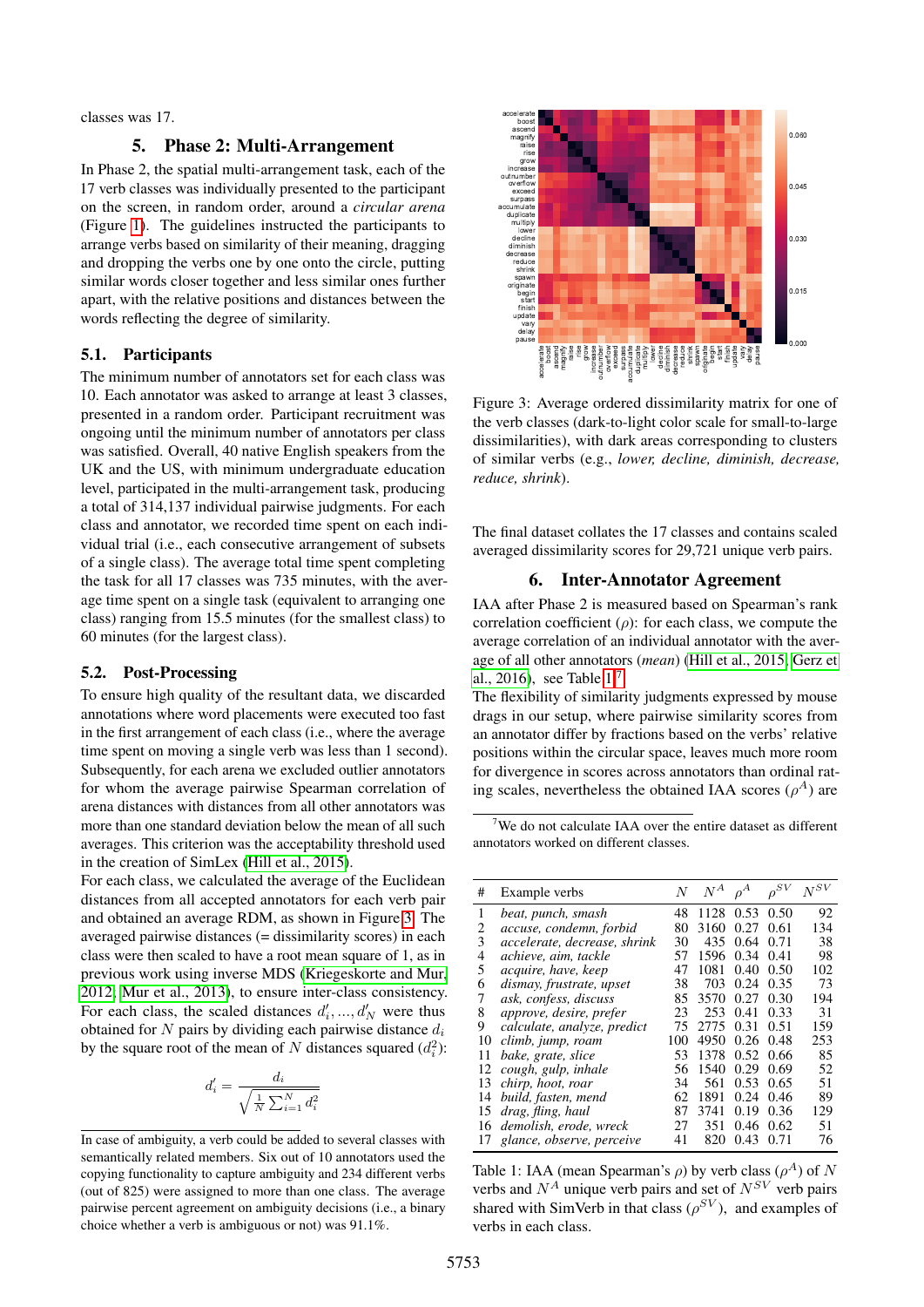classes was 17.

## 5. Phase 2: Multi-Arrangement

In Phase 2, the spatial multi-arrangement task, each of the 17 verb classes was individually presented to the participant on the screen, in random order, around a *circular arena* (Figure 1). The guidelines instructed the participants to arrange verbs based on similarity of their meaning, dragging and dropping the verbs one by one onto the circle, putting similar words closer together and less similar ones further apart, with the relative positions and distances between the words reflecting the degree of similarity.

### 5.1. Participants

The minimum number of annotators set for each class was 10. Each annotator was asked to arrange at least 3 classes, presented in a random order. Participant recruitment was ongoing until the minimum number of annotators per class was satisfied. Overall, 40 native English speakers from the UK and the US, with minimum undergraduate education level, participated in the multi-arrangement task, producing a total of 314,137 individual pairwise judgments. For each class and annotator, we recorded time spent on each individual trial (i.e., each consecutive arrangement of subsets of a single class). The average total time spent completing the task for all 17 classes was 735 minutes, with the average time spent on a single task (equivalent to arranging one class) ranging from 15.5 minutes (for the smallest class) to 60 minutes (for the largest class).

### 5.2. Post-Processing

To ensure high quality of the resultant data, we discarded annotations where word placements were executed too fast in the first arrangement of each class (i.e., where the average time spent on moving a single verb was less than 1 second). Subsequently, for each arena we excluded outlier annotators for whom the average pairwise Spearman correlation of arena distances with distances from all other annotators was more than one standard deviation below the mean of all such averages. This criterion was the acceptability threshold used in the creation of SimLex (Hill et al., 2015).

For each class, we calculated the average of the Euclidean distances from all accepted annotators for each verb pair and obtained an average RDM, as shown in Figure 3. The averaged pairwise distances (= dissimilarity scores) in each class were then scaled to have a root mean square of 1, as in previous work using inverse MDS (Kriegeskorte and Mur, 2012; Mur et al., 2013), to ensure inter-class consistency. For each class, the scaled distances $d'_i, ..., d'_N$ were thus obtained for $N$ pairs by dividing each pairwise distance $d_i$ by the square root of the mean of $N$ distances squared ($d_i^2$):

$$d'_i = \frac{d_i}{\sqrt{\frac{1}{N}\sum_{i=1}^{N} d_i^2}}$$

In case of ambiguity, a verb could be added to several classes with semantically related members. Six out of 10 annotators used the copying functionality to capture ambiguity and 234 different verbs (out of 825) were assigned to more than one class. The average pairwise percent agreement on ambiguity decisions (i.e., a binary choice whether a verb is ambiguous or not) was 91.1%.

Figure 3: Average ordered dissimilarity matrix for one of the verb classes (dark-to-light color scale for small-to-large dissimilarities), with dark areas corresponding to clusters of similar verbs (e.g., *lower, decline, diminish, decrease, reduce, shrink*).

The final dataset collates the 17 classes and contains scaled averaged dissimilarity scores for 29,721 unique verb pairs.

## 6. Inter-Annotator Agreement

IAA after Phase 2 is measured based on Spearman's rank correlation coefficient ($\rho$): for each class, we compute the average correlation of an individual annotator with the average of all other annotators (*mean*) (Hill et al., 2015; Gerz et al., 2016), see Table 1.[7]

The flexibility of similarity judgments expressed by mouse drags in our setup, where pairwise similarity scores from an annotator differ by fractions based on the verbs' relative positions within the circular space, leaves much more room for divergence in scores across annotators than ordinal rating scales, nevertheless the obtained IAA scores ($\rho^A$) are

[7] We do not calculate IAA over the entire dataset as different annotators worked on different classes.

| # | Example verbs | $N$ | $N^A$ | $\rho^A$ | $\rho^{SV}$ | $N^{SV}$ |
|---|---|---|---|---|---|---|
| 1 | *beat, punch, smash* | 48 | 1128 | 0.53 | 0.50 | 92 |
| 2 | *accuse, condemn, forbid* | 80 | 3160 | 0.27 | 0.61 | 134 |
| 3 | *accelerate, decrease, shrink* | 30 | 435 | 0.64 | 0.71 | 38 |
| 4 | *achieve, aim, tackle* | 57 | 1596 | 0.34 | 0.41 | 98 |
| 5 | *acquire, have, keep* | 47 | 1081 | 0.40 | 0.50 | 102 |
| 6 | *dismay, frustrate, upset* | 38 | 703 | 0.24 | 0.35 | 73 |
| 7 | *ask, confess, discuss* | 85 | 3570 | 0.27 | 0.30 | 194 |
| 8 | *approve, desire, prefer* | 23 | 253 | 0.41 | 0.33 | 31 |
| 9 | *calculate, analyze, predict* | 75 | 2775 | 0.31 | 0.51 | 159 |
| 10 | *climb, jump, roam* | 100 | 4950 | 0.26 | 0.48 | 253 |
| 11 | *bake, grate, slice* | 53 | 1378 | 0.52 | 0.66 | 85 |
| 12 | *cough, gulp, inhale* | 56 | 1540 | 0.29 | 0.69 | 52 |
| 13 | *chirp, hoot, roar* | 34 | 561 | 0.53 | 0.65 | 51 |
| 14 | *build, fasten, mend* | 62 | 1891 | 0.24 | 0.46 | 89 |
| 15 | *drag, fling, haul* | 87 | 3741 | 0.19 | 0.36 | 129 |
| 16 | *demolish, erode, wreck* | 27 | 351 | 0.46 | 0.62 | 51 |
| 17 | *glance, observe, perceive* | 41 | 820 | 0.43 | 0.71 | 76 |

Table 1: IAA (mean Spearman's $\rho$) by verb class ($\rho^A$) of $N$ verbs and $N^A$ unique verb pairs and set of $N^{SV}$ verb pairs shared with SimVerb in that class ($\rho^{SV}$), and examples of verbs in each class.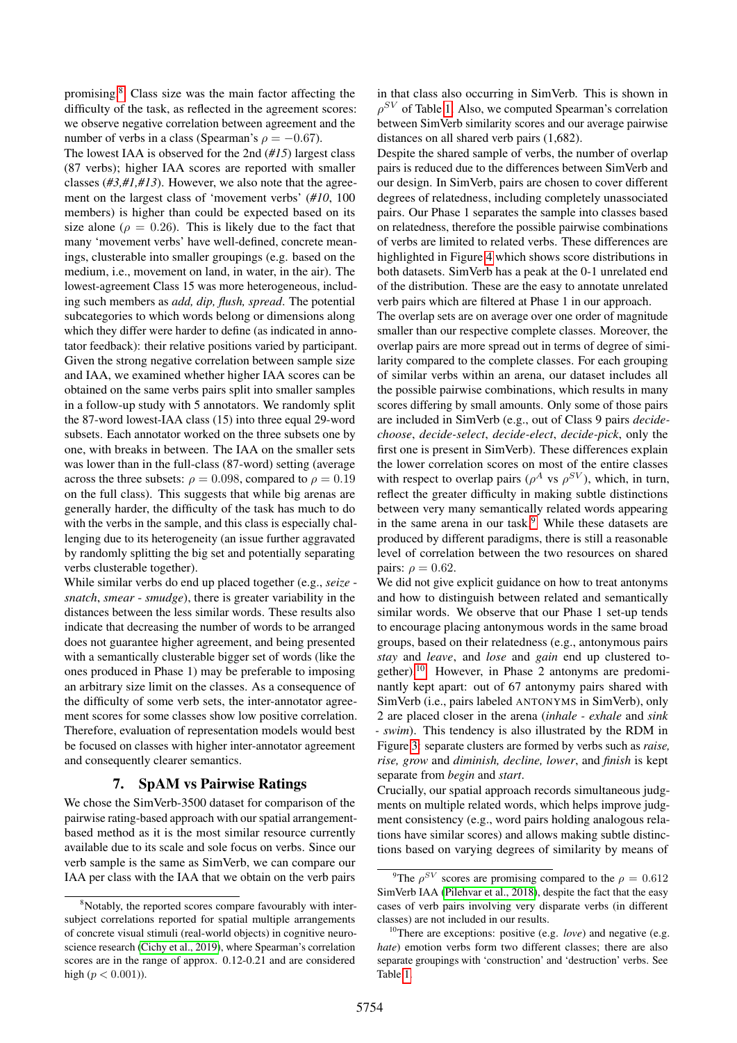promising.[8] Class size was the main factor affecting the difficulty of the task, as reflected in the agreement scores: we observe negative correlation between agreement and the number of verbs in a class (Spearman's $\rho = -0.67$).

The lowest IAA is observed for the 2nd (*#15*) largest class (87 verbs); higher IAA scores are reported with smaller classes (*#3,#1,#13*). However, we also note that the agreement on the largest class of 'movement verbs' (*#10*, 100 members) is higher than could be expected based on its size alone ($\rho = 0.26$). This is likely due to the fact that many 'movement verbs' have well-defined, concrete meanings, clusterable into smaller groupings (e.g. based on the medium, i.e., movement on land, in water, in the air). The lowest-agreement Class 15 was more heterogeneous, including such members as *add, dip, flush, spread*. The potential subcategories to which words belong or dimensions along which they differ were harder to define (as indicated in annotator feedback): their relative positions varied by participant. Given the strong negative correlation between sample size and IAA, we examined whether higher IAA scores can be obtained on the same verbs pairs split into smaller samples in a follow-up study with 5 annotators. We randomly split the 87-word lowest-IAA class (15) into three equal 29-word subsets. Each annotator worked on the three subsets one by one, with breaks in between. The IAA on the smaller sets was lower than in the full-class (87-word) setting (average across the three subsets: $\rho = 0.098$, compared to $\rho = 0.19$ on the full class). This suggests that while big arenas are generally harder, the difficulty of the task has much to do with the verbs in the sample, and this class is especially challenging due to its heterogeneity (an issue further aggravated by randomly splitting the big set and potentially separating verbs clusterable together).

While similar verbs do end up placed together (e.g., *seize - snatch*, *smear - smudge*), there is greater variability in the distances between the less similar words. These results also indicate that decreasing the number of words to be arranged does not guarantee higher agreement, and being presented with a semantically clusterable bigger set of words (like the ones produced in Phase 1) may be preferable to imposing an arbitrary size limit on the classes. As a consequence of the difficulty of some verb sets, the inter-annotator agreement scores for some classes show low positive correlation. Therefore, evaluation of representation models would best be focused on classes with higher inter-annotator agreement and consequently clearer semantics.

## 7. SpAM vs Pairwise Ratings

We chose the SimVerb-3500 dataset for comparison of the pairwise rating-based approach with our spatial arrangement-based method as it is the most similar resource currently available due to its scale and sole focus on verbs. Since our verb sample is the same as SimVerb, we can compare our IAA per class with the IAA that we obtain on the verb pairs in that class also occurring in SimVerb. This is shown in $\rho^{SV}$ of Table 1. Also, we computed Spearman's correlation between SimVerb similarity scores and our average pairwise distances on all shared verb pairs (1,682).

Despite the shared sample of verbs, the number of overlap pairs is reduced due to the differences between SimVerb and our design. In SimVerb, pairs are chosen to cover different degrees of relatedness, including completely unassociated pairs. Our Phase 1 separates the sample into classes based on relatedness, therefore the possible pairwise combinations of verbs are limited to related verbs. These differences are highlighted in Figure 4 which shows score distributions in both datasets. SimVerb has a peak at the 0-1 unrelated end of the distribution. These are the easy to annotate unrelated verb pairs which are filtered at Phase 1 in our approach.

The overlap sets are on average over one order of magnitude smaller than our respective complete classes. Moreover, the overlap pairs are more spread out in terms of degree of similarity compared to the complete classes. For each grouping of similar verbs within an arena, our dataset includes all the possible pairwise combinations, which results in many scores differing by small amounts. Only some of those pairs are included in SimVerb (e.g., out of Class 9 pairs *decide-choose*, *decide-select*, *decide-elect*, *decide-pick*, only the first one is present in SimVerb). These differences explain the lower correlation scores on most of the entire classes with respect to overlap pairs ($\rho^{A}$ vs $\rho^{SV}$), which, in turn, reflect the greater difficulty in making subtle distinctions between very many semantically related words appearing in the same arena in our task.[9] While these datasets are produced by different paradigms, there is still a reasonable level of correlation between the two resources on shared pairs: $\rho = 0.62$.

We did not give explicit guidance on how to treat antonyms and how to distinguish between related and semantically similar words. We observe that our Phase 1 set-up tends to encourage placing antonymous words in the same broad groups, based on their relatedness (e.g., antonymous pairs *stay* and *leave*, and *lose* and *gain* end up clustered together).[10] However, in Phase 2 antonyms are predominantly kept apart: out of 67 antonymy pairs shared with SimVerb (i.e., pairs labeled ANTONYMS in SimVerb), only 2 are placed closer in the arena (*inhale - exhale* and *sink - swim*). This tendency is also illustrated by the RDM in Figure 3: separate clusters are formed by verbs such as *raise, rise, grow* and *diminish, decline, lower*, and *finish* is kept separate from *begin* and *start*.

Crucially, our spatial approach records simultaneous judgments on multiple related words, which helps improve judgment consistency (e.g., word pairs holding analogous relations have similar scores) and allows making subtle distinctions based on varying degrees of similarity by means of

---

[8] Notably, the reported scores compare favourably with inter-subject correlations reported for spatial multiple arrangements of concrete visual stimuli (real-world objects) in cognitive neuroscience research (Cichy et al., 2019), where Spearman's correlation scores are in the range of approx. 0.12-0.21 and are considered high ($p < 0.001$)).

[9] The $\rho^{SV}$ scores are promising compared to the $\rho = 0.612$ SimVerb IAA (Pilehvar et al., 2018), despite the fact that the easy cases of verb pairs involving very disparate verbs (in different classes) are not included in our results.

[10] There are exceptions: positive (e.g. *love*) and negative (e.g. *hate*) emotion verbs form two different classes; there are also separate groupings with 'construction' and 'destruction' verbs. See Table 1.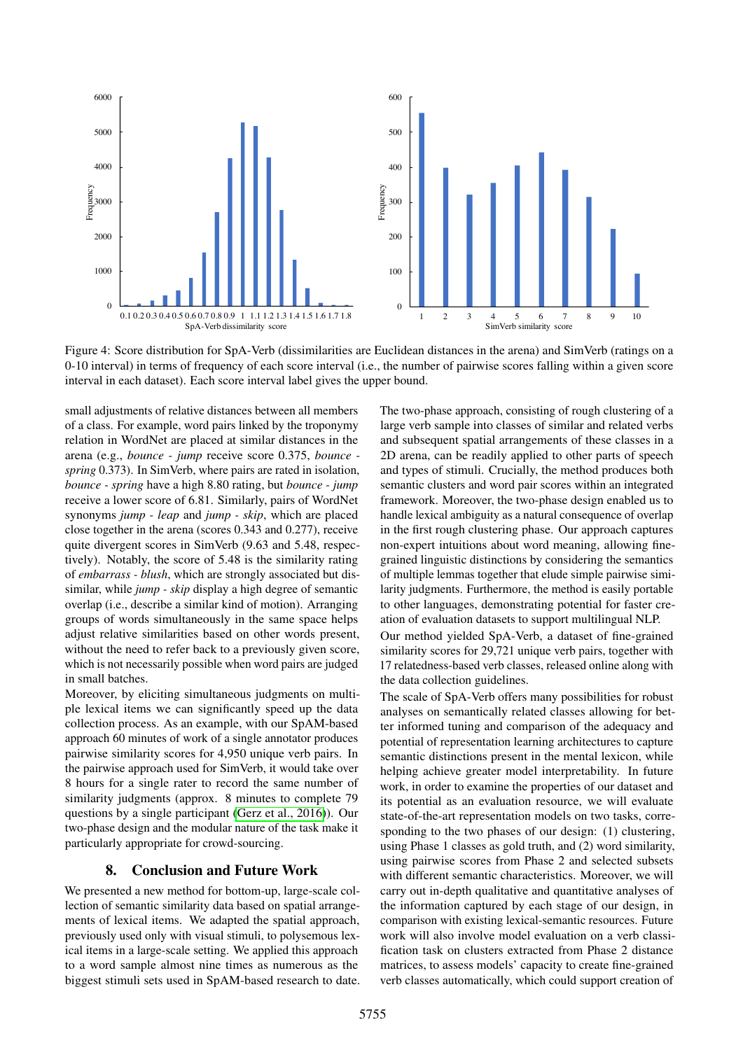Figure 4: Score distribution for SpA-Verb (dissimilarities are Euclidean distances in the arena) and SimVerb (ratings on a 0-10 interval) in terms of frequency of each score interval (i.e., the number of pairwise scores falling within a given score interval in each dataset). Each score interval label gives the upper bound.

small adjustments of relative distances between all members of a class. For example, word pairs linked by the troponymy relation in WordNet are placed at similar distances in the arena (e.g., *bounce - jump* receive score 0.375, *bounce - spring* 0.373). In SimVerb, where pairs are rated in isolation, *bounce - spring* have a high 8.80 rating, but *bounce - jump* receive a lower score of 6.81. Similarly, pairs of WordNet synonyms *jump - leap* and *jump - skip*, which are placed close together in the arena (scores 0.343 and 0.277), receive quite divergent scores in SimVerb (9.63 and 5.48, respectively). Notably, the score of 5.48 is the similarity rating of *embarrass - blush*, which are strongly associated but dissimilar, while *jump - skip* display a high degree of semantic overlap (i.e., describe a similar kind of motion). Arranging groups of words simultaneously in the same space helps adjust relative similarities based on other words present, without the need to refer back to a previously given score, which is not necessarily possible when word pairs are judged in small batches.

Moreover, by eliciting simultaneous judgments on multiple lexical items we can significantly speed up the data collection process. As an example, with our SpAM-based approach 60 minutes of work of a single annotator produces pairwise similarity scores for 4,950 unique verb pairs. In the pairwise approach used for SimVerb, it would take over 8 hours for a single rater to record the same number of similarity judgments (approx. 8 minutes to complete 79 questions by a single participant (Gerz et al., 2016)). Our two-phase design and the modular nature of the task make it particularly appropriate for crowd-sourcing.

## 8. Conclusion and Future Work

We presented a new method for bottom-up, large-scale collection of semantic similarity data based on spatial arrangements of lexical items. We adapted the spatial approach, previously used only with visual stimuli, to polysemous lexical items in a large-scale setting. We applied this approach to a word sample almost nine times as numerous as the biggest stimuli sets used in SpAM-based research to date.

The two-phase approach, consisting of rough clustering of a large verb sample into classes of similar and related verbs and subsequent spatial arrangements of these classes in a 2D arena, can be readily applied to other parts of speech and types of stimuli. Crucially, the method produces both semantic clusters and word pair scores within an integrated framework. Moreover, the two-phase design enabled us to handle lexical ambiguity as a natural consequence of overlap in the first rough clustering phase. Our approach captures non-expert intuitions about word meaning, allowing fine-grained linguistic distinctions by considering the semantics of multiple lemmas together that elude simple pairwise similarity judgments. Furthermore, the method is easily portable to other languages, demonstrating potential for faster creation of evaluation datasets to support multilingual NLP.

Our method yielded SpA-Verb, a dataset of fine-grained similarity scores for 29,721 unique verb pairs, together with 17 relatedness-based verb classes, released online along with the data collection guidelines.

The scale of SpA-Verb offers many possibilities for robust analyses on semantically related classes allowing for better informed tuning and comparison of the adequacy and potential of representation learning architectures to capture semantic distinctions present in the mental lexicon, while helping achieve greater model interpretability. In future work, in order to examine the properties of our dataset and its potential as an evaluation resource, we will evaluate state-of-the-art representation models on two tasks, corresponding to the two phases of our design: (1) clustering, using Phase 1 classes as gold truth, and (2) word similarity, using pairwise scores from Phase 2 and selected subsets with different semantic characteristics. Moreover, we will carry out in-depth qualitative and quantitative analyses of the information captured by each stage of our design, in comparison with existing lexical-semantic resources. Future work will also involve model evaluation on a verb classification task on clusters extracted from Phase 2 distance matrices, to assess models' capacity to create fine-grained verb classes automatically, which could support creation of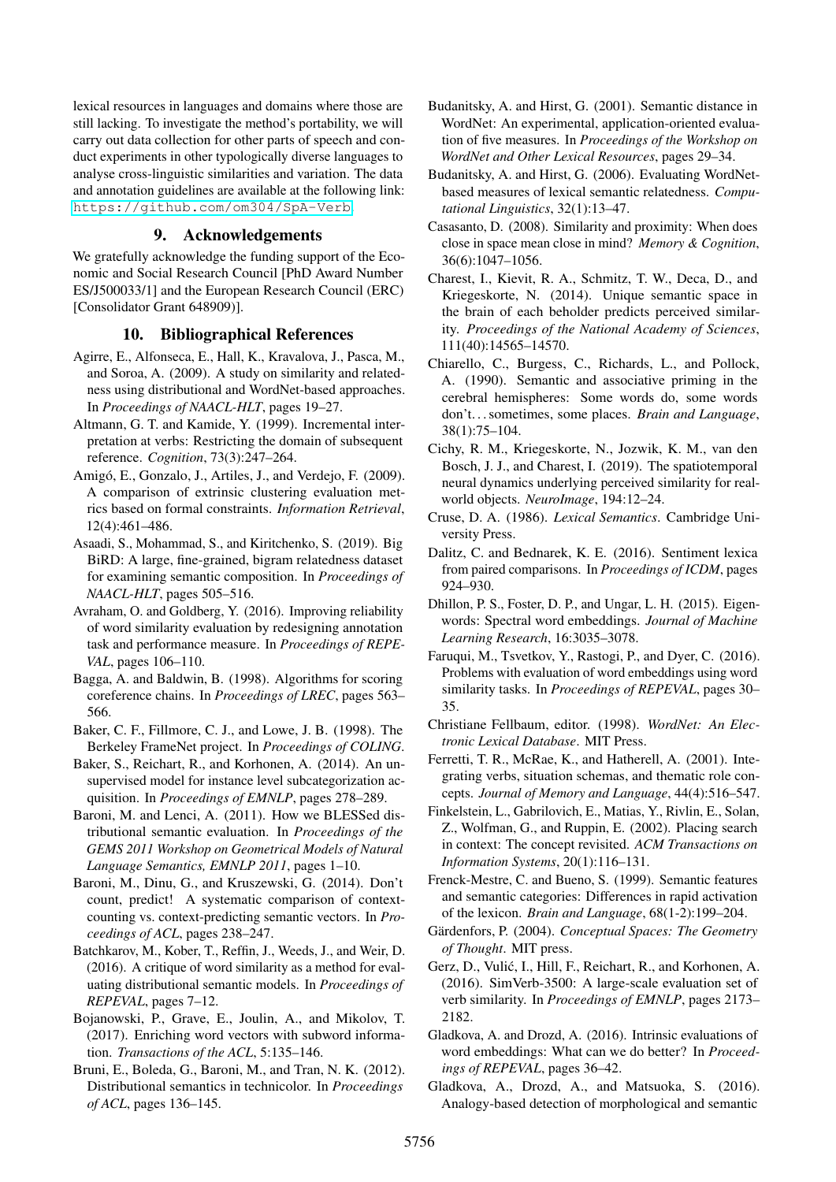lexical resources in languages and domains where those are still lacking. To investigate the method's portability, we will carry out data collection for other parts of speech and conduct experiments in other typologically diverse languages to analyse cross-linguistic similarities and variation. The data and annotation guidelines are available at the following link: https://github.com/om304/SpA-Verb.

## 9. Acknowledgements

We gratefully acknowledge the funding support of the Economic and Social Research Council [PhD Award Number ES/J500033/1] and the European Research Council (ERC) [Consolidator Grant 648909)].

## 10. Bibliographical References

Agirre, E., Alfonseca, E., Hall, K., Kravalova, J., Pasca, M., and Soroa, A. (2009). A study on similarity and relatedness using distributional and WordNet-based approaches. In *Proceedings of NAACL-HLT*, pages 19–27.

Altmann, G. T. and Kamide, Y. (1999). Incremental interpretation at verbs: Restricting the domain of subsequent reference. *Cognition*, 73(3):247–264.

Amigó, E., Gonzalo, J., Artiles, J., and Verdejo, F. (2009). A comparison of extrinsic clustering evaluation metrics based on formal constraints. *Information Retrieval*, 12(4):461–486.

Asaadi, S., Mohammad, S., and Kiritchenko, S. (2019). Big BiRD: A large, fine-grained, bigram relatedness dataset for examining semantic composition. In *Proceedings of NAACL-HLT*, pages 505–516.

Avraham, O. and Goldberg, Y. (2016). Improving reliability of word similarity evaluation by redesigning annotation task and performance measure. In *Proceedings of REPEVAL*, pages 106–110.

Bagga, A. and Baldwin, B. (1998). Algorithms for scoring coreference chains. In *Proceedings of LREC*, pages 563–566.

Baker, C. F., Fillmore, C. J., and Lowe, J. B. (1998). The Berkeley FrameNet project. In *Proceedings of COLING*.

Baker, S., Reichart, R., and Korhonen, A. (2014). An unsupervised model for instance level subcategorization acquisition. In *Proceedings of EMNLP*, pages 278–289.

Baroni, M. and Lenci, A. (2011). How we BLESSed distributional semantic evaluation. In *Proceedings of the GEMS 2011 Workshop on Geometrical Models of Natural Language Semantics, EMNLP 2011*, pages 1–10.

Baroni, M., Dinu, G., and Kruszewski, G. (2014). Don't count, predict! A systematic comparison of context-counting vs. context-predicting semantic vectors. In *Proceedings of ACL*, pages 238–247.

Batchkarov, M., Kober, T., Reffin, J., Weeds, J., and Weir, D. (2016). A critique of word similarity as a method for evaluating distributional semantic models. In *Proceedings of REPEVAL*, pages 7–12.

Bojanowski, P., Grave, E., Joulin, A., and Mikolov, T. (2017). Enriching word vectors with subword information. *Transactions of the ACL*, 5:135–146.

Bruni, E., Boleda, G., Baroni, M., and Tran, N. K. (2012). Distributional semantics in technicolor. In *Proceedings of ACL*, pages 136–145.

Budanitsky, A. and Hirst, G. (2001). Semantic distance in WordNet: An experimental, application-oriented evaluation of five measures. In *Proceedings of the Workshop on WordNet and Other Lexical Resources*, pages 29–34.

Budanitsky, A. and Hirst, G. (2006). Evaluating WordNet-based measures of lexical semantic relatedness. *Computational Linguistics*, 32(1):13–47.

Casasanto, D. (2008). Similarity and proximity: When does close in space mean close in mind? *Memory & Cognition*, 36(6):1047–1056.

Charest, I., Kievit, R. A., Schmitz, T. W., Deca, D., and Kriegeskorte, N. (2014). Unique semantic space in the brain of each beholder predicts perceived similarity. *Proceedings of the National Academy of Sciences*, 111(40):14565–14570.

Chiarello, C., Burgess, C., Richards, L., and Pollock, A. (1990). Semantic and associative priming in the cerebral hemispheres: Some words do, some words don't... sometimes, some places. *Brain and Language*, 38(1):75–104.

Cichy, R. M., Kriegeskorte, N., Jozwik, K. M., van den Bosch, J. J., and Charest, I. (2019). The spatiotemporal neural dynamics underlying perceived similarity for real-world objects. *NeuroImage*, 194:12–24.

Cruse, D. A. (1986). *Lexical Semantics*. Cambridge University Press.

Dalitz, C. and Bednarek, K. E. (2016). Sentiment lexica from paired comparisons. In *Proceedings of ICDM*, pages 924–930.

Dhillon, P. S., Foster, D. P., and Ungar, L. H. (2015). Eigenwords: Spectral word embeddings. *Journal of Machine Learning Research*, 16:3035–3078.

Faruqui, M., Tsvetkov, Y., Rastogi, P., and Dyer, C. (2016). Problems with evaluation of word embeddings using word similarity tasks. In *Proceedings of REPEVAL*, pages 30–35.

Christiane Fellbaum, editor. (1998). *WordNet: An Electronic Lexical Database*. MIT Press.

Ferretti, T. R., McRae, K., and Hatherell, A. (2001). Integrating verbs, situation schemas, and thematic role concepts. *Journal of Memory and Language*, 44(4):516–547.

Finkelstein, L., Gabrilovich, E., Matias, Y., Rivlin, E., Solan, Z., Wolfman, G., and Ruppin, E. (2002). Placing search in context: The concept revisited. *ACM Transactions on Information Systems*, 20(1):116–131.

Frenck-Mestre, C. and Bueno, S. (1999). Semantic features and semantic categories: Differences in rapid activation of the lexicon. *Brain and Language*, 68(1-2):199–204.

Gärdenfors, P. (2004). *Conceptual Spaces: The Geometry of Thought*. MIT press.

Gerz, D., Vulić, I., Hill, F., Reichart, R., and Korhonen, A. (2016). SimVerb-3500: A large-scale evaluation set of verb similarity. In *Proceedings of EMNLP*, pages 2173–2182.

Gladkova, A. and Drozd, A. (2016). Intrinsic evaluations of word embeddings: What can we do better? In *Proceedings of REPEVAL*, pages 36–42.

Gladkova, A., Drozd, A., and Matsuoka, S. (2016). Analogy-based detection of morphological and semantic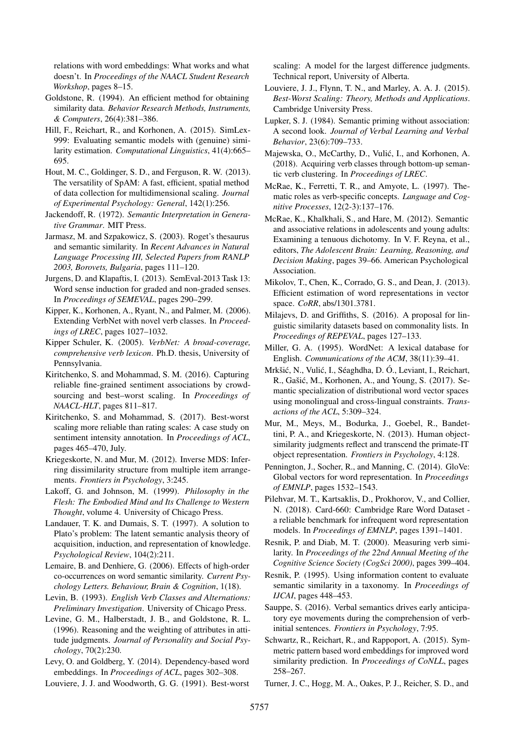relations with word embeddings: What works and what doesn't. In *Proceedings of the NAACL Student Research Workshop*, pages 8–15.

Goldstone, R. (1994). An efficient method for obtaining similarity data. *Behavior Research Methods, Instruments, & Computers*, 26(4):381–386.

Hill, F., Reichart, R., and Korhonen, A. (2015). SimLex-999: Evaluating semantic models with (genuine) similarity estimation. *Computational Linguistics*, 41(4):665–695.

Hout, M. C., Goldinger, S. D., and Ferguson, R. W. (2013). The versatility of SpAM: A fast, efficient, spatial method of data collection for multidimensional scaling. *Journal of Experimental Psychology: General*, 142(1):256.

Jackendoff, R. (1972). *Semantic Interpretation in Generative Grammar*. MIT Press.

Jarmasz, M. and Szpakowicz, S. (2003). Roget's thesaurus and semantic similarity. In *Recent Advances in Natural Language Processing III, Selected Papers from RANLP 2003, Borovets, Bulgaria*, pages 111–120.

Jurgens, D. and Klapaftis, I. (2013). SemEval-2013 Task 13: Word sense induction for graded and non-graded senses. In *Proceedings of SEMEVAL*, pages 290–299.

Kipper, K., Korhonen, A., Ryant, N., and Palmer, M. (2006). Extending VerbNet with novel verb classes. In *Proceedings of LREC*, pages 1027–1032.

Kipper Schuler, K. (2005). *VerbNet: A broad-coverage, comprehensive verb lexicon*. Ph.D. thesis, University of Pennsylvania.

Kiritchenko, S. and Mohammad, S. M. (2016). Capturing reliable fine-grained sentiment associations by crowdsourcing and best–worst scaling. In *Proceedings of NAACL-HLT*, pages 811–817.

Kiritchenko, S. and Mohammad, S. (2017). Best-worst scaling more reliable than rating scales: A case study on sentiment intensity annotation. In *Proceedings of ACL*, pages 465–470, July.

Kriegeskorte, N. and Mur, M. (2012). Inverse MDS: Inferring dissimilarity structure from multiple item arrangements. *Frontiers in Psychology*, 3:245.

Lakoff, G. and Johnson, M. (1999). *Philosophy in the Flesh: The Embodied Mind and Its Challenge to Western Thought*, volume 4. University of Chicago Press.

Landauer, T. K. and Dumais, S. T. (1997). A solution to Plato's problem: The latent semantic analysis theory of acquisition, induction, and representation of knowledge. *Psychological Review*, 104(2):211.

Lemaire, B. and Denhiere, G. (2006). Effects of high-order co-occurrences on word semantic similarity. *Current Psychology Letters. Behaviour, Brain & Cognition*, 1(18).

Levin, B. (1993). *English Verb Classes and Alternations: Preliminary Investigation*. University of Chicago Press.

Levine, G. M., Halberstadt, J. B., and Goldstone, R. L. (1996). Reasoning and the weighting of attributes in attitude judgments. *Journal of Personality and Social Psychology*, 70(2):230.

Levy, O. and Goldberg, Y. (2014). Dependency-based word embeddings. In *Proceedings of ACL*, pages 302–308.

Louviere, J. J. and Woodworth, G. G. (1991). Best-worst scaling: A model for the largest difference judgments. Technical report, University of Alberta.

Louviere, J. J., Flynn, T. N., and Marley, A. A. J. (2015). *Best-Worst Scaling: Theory, Methods and Applications*. Cambridge University Press.

Lupker, S. J. (1984). Semantic priming without association: A second look. *Journal of Verbal Learning and Verbal Behavior*, 23(6):709–733.

Majewska, O., McCarthy, D., Vulić, I., and Korhonen, A. (2018). Acquiring verb classes through bottom-up semantic verb clustering. In *Proceedings of LREC*.

McRae, K., Ferretti, T. R., and Amyote, L. (1997). Thematic roles as verb-specific concepts. *Language and Cognitive Processes*, 12(2-3):137–176.

McRae, K., Khalkhali, S., and Hare, M. (2012). Semantic and associative relations in adolescents and young adults: Examining a tenuous dichotomy. In V. F. Reyna, et al., editors, *The Adolescent Brain: Learning, Reasoning, and Decision Making*, pages 39–66. American Psychological Association.

Mikolov, T., Chen, K., Corrado, G. S., and Dean, J. (2013). Efficient estimation of word representations in vector space. *CoRR*, abs/1301.3781.

Milajevs, D. and Griffiths, S. (2016). A proposal for linguistic similarity datasets based on commonality lists. In *Proceedings of REPEVAL*, pages 127–133.

Miller, G. A. (1995). WordNet: A lexical database for English. *Communications of the ACM*, 38(11):39–41.

Mrkšić, N., Vulić, I., Séaghdha, D. Ó., Leviant, I., Reichart, R., Gašić, M., Korhonen, A., and Young, S. (2017). Semantic specialization of distributional word vector spaces using monolingual and cross-lingual constraints. *Transactions of the ACL*, 5:309–324.

Mur, M., Meys, M., Bodurka, J., Goebel, R., Bandettini, P. A., and Kriegeskorte, N. (2013). Human object-similarity judgments reflect and transcend the primate-IT object representation. *Frontiers in Psychology*, 4:128.

Pennington, J., Socher, R., and Manning, C. (2014). GloVe: Global vectors for word representation. In *Proceedings of EMNLP*, pages 1532–1543.

Pilehvar, M. T., Kartsaklis, D., Prokhorov, V., and Collier, N. (2018). Card-660: Cambridge Rare Word Dataset - a reliable benchmark for infrequent word representation models. In *Proceedings of EMNLP*, pages 1391–1401.

Resnik, P. and Diab, M. T. (2000). Measuring verb similarity. In *Proceedings of the 22nd Annual Meeting of the Cognitive Science Society (CogSci 2000)*, pages 399–404.

Resnik, P. (1995). Using information content to evaluate semantic similarity in a taxonomy. In *Proceedings of IJCAI*, pages 448–453.

Sauppe, S. (2016). Verbal semantics drives early anticipatory eye movements during the comprehension of verb-initial sentences. *Frontiers in Psychology*, 7:95.

Schwartz, R., Reichart, R., and Rappoport, A. (2015). Symmetric pattern based word embeddings for improved word similarity prediction. In *Proceedings of CoNLL*, pages 258–267.

Turner, J. C., Hogg, M. A., Oakes, P. J., Reicher, S. D., and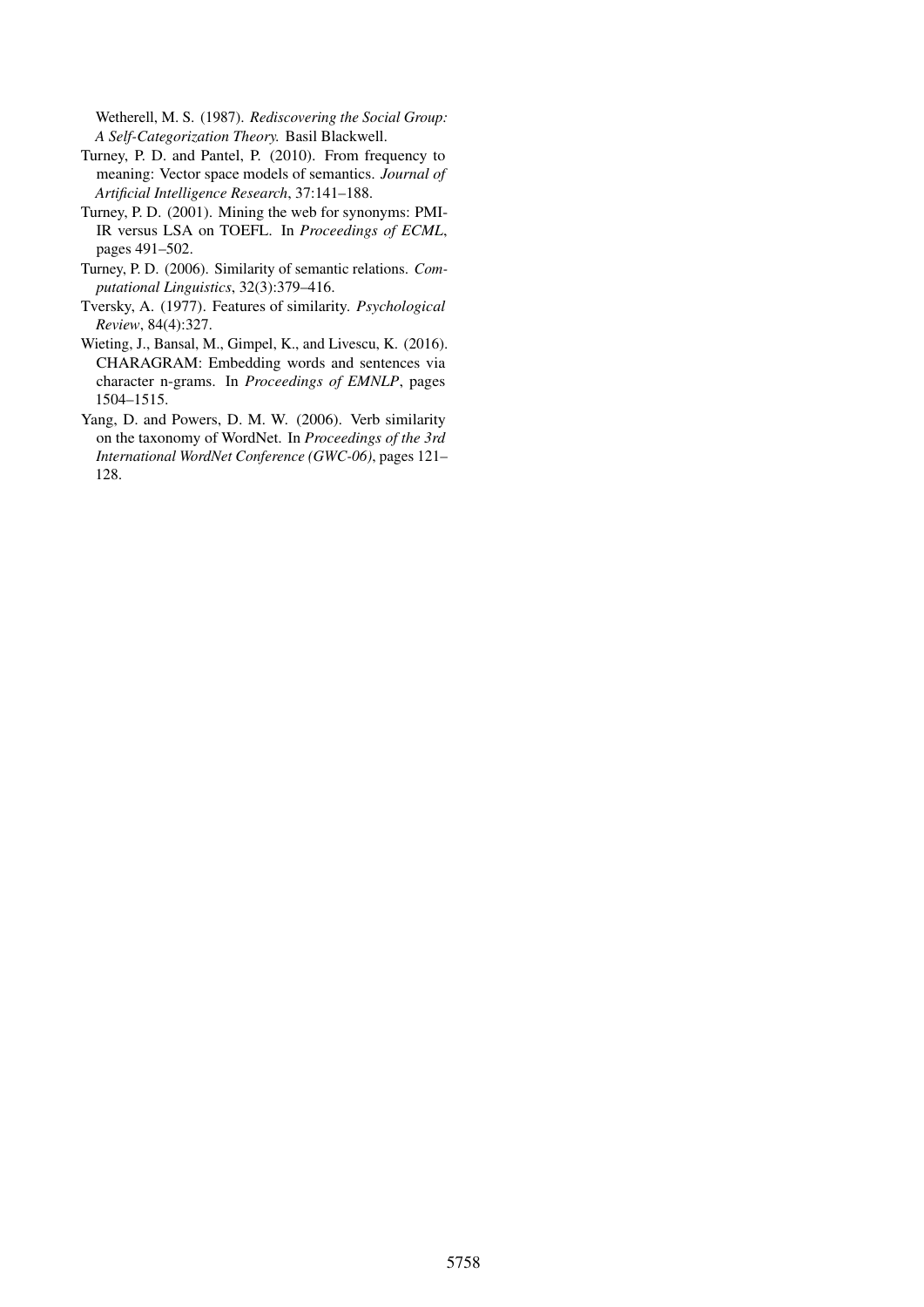Wetherell, M. S. (1987). *Rediscovering the Social Group: A Self-Categorization Theory.* Basil Blackwell.

Turney, P. D. and Pantel, P. (2010). From frequency to meaning: Vector space models of semantics. *Journal of Artificial Intelligence Research*, 37:141–188.

Turney, P. D. (2001). Mining the web for synonyms: PMI-IR versus LSA on TOEFL. In *Proceedings of ECML*, pages 491–502.

Turney, P. D. (2006). Similarity of semantic relations. *Computational Linguistics*, 32(3):379–416.

Tversky, A. (1977). Features of similarity. *Psychological Review*, 84(4):327.

Wieting, J., Bansal, M., Gimpel, K., and Livescu, K. (2016). CHARAGRAM: Embedding words and sentences via character n-grams. In *Proceedings of EMNLP*, pages 1504–1515.

Yang, D. and Powers, D. M. W. (2006). Verb similarity on the taxonomy of WordNet. In *Proceedings of the 3rd International WordNet Conference (GWC-06)*, pages 121–128.